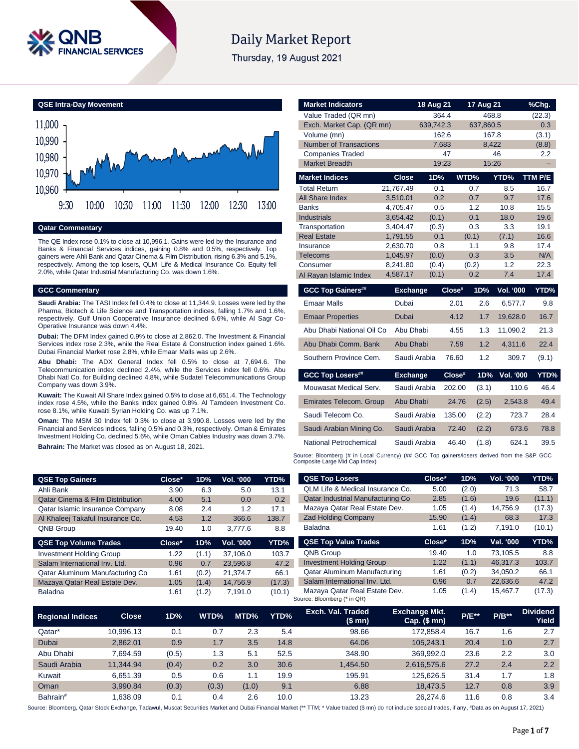# Daily Market Report

Thursday, 19 August 2021

## QSE Intra-Day Movement

## Qatar Commentary

The QE Index rose 0.1% to close at 10,996.1. Gains were led by the Insurance and Banks & Financial Services indices, gaining 0.8% and 0.5%, respectively. Top gainers were Ahli Bank and Qatar Cinema & Film Distribution, rising 6.3% and 5.1%, respectively. Among the top losers, QLM Life & Medical Insurance Co. Equity fell 2.0%, while Qatar Industrial Manufacturing Co. was down 1.6%.

## GCC Commentary

**Saudi Arabia:** The TASI Index fell 0.4% to close at 11,344.9. Losses were led by the Pharma, Biotech & Life Science and Transportation indices, falling 1.7% and 1.6%, respectively. Gulf Union Cooperative Insurance declined 6.6%, while Al Sagr Co-Operative Insurance was down 4.4%.

**Dubai:** The DFM Index gained 0.9% to close at 2,862.0. The Investment & Financial Services index rose 2.3%, while the Real Estate & Construction index gained 1.6%. Dubai Financial Market rose 2.8%, while Emaar Malls was up 2.6%.

**Abu Dhabi:** The ADX General Index fell 0.5% to close at 7,694.6. The Telecommunication index declined 2.4%, while the Services index fell 0.6%. Abu Dhabi Natl Co. for Building declined 4.8%, while Sudatel Telecommunications Group Company was down 3.9%.

**Kuwait:** The Kuwait All Share Index gained 0.5% to close at 6,651.4. The Technology index rose 4.5%, while the Banks index gained 0.8%. Al Tamdeen Investment Co. rose 8.1%, while Kuwaiti Syrian Holding Co. was up 7.1%.

**Oman:** The MSM 30 Index fell 0.3% to close at 3,990.8. Losses were led by the Financial and Services indices, falling 0.5% and 0.3%, respectively. Oman & Emirates Investment Holding Co. declined 5.6%, while Oman Cables Industry was down 3.7%.

**Bahrain:** The Market was closed as on August 18, 2021.

| Market Indicators | 18 Aug 21 | 17 Aug 21 | %Chg. |
|---|---|---|---|
| Value Traded (QR mn) | 364.4 | 468.8 | (22.3) |
| Exch. Market Cap. (QR mn) | 639,742.3 | 637,860.5 | 0.3 |
| Volume (mn) | 162.6 | 167.8 | (3.1) |
| Number of Transactions | 7,683 | 8,422 | (8.8) |
| Companies Traded | 47 | 46 | 2.2 |
| Market Breadth | 19:23 | 15:26 | – |

| Market Indices | Close | 1D% | WTD% | YTD% | TTM P/E |
|---|---|---|---|---|---|
| Total Return | 21,767.49 | 0.1 | 0.7 | 8.5 | 16.7 |
| All Share Index | 3,510.01 | 0.2 | 0.7 | 9.7 | 17.6 |
| Banks | 4,705.47 | 0.5 | 1.2 | 10.8 | 15.5 |
| Industrials | 3,654.42 | (0.1) | 0.1 | 18.0 | 19.6 |
| Transportation | 3,404.47 | (0.3) | 0.3 | 3.3 | 19.1 |
| Real Estate | 1,791.55 | 0.1 | (0.1) | (7.1) | 16.6 |
| Insurance | 2,630.70 | 0.8 | 1.1 | 9.8 | 17.4 |
| Telecoms | 1,045.97 | (0.0) | 0.3 | 3.5 | N/A |
| Consumer | 8,241.80 | (0.4) | (0.2) | 1.2 | 22.3 |
| Al Rayan Islamic Index | 4,587.17 | (0.1) | 0.2 | 7.4 | 17.4 |

| GCC Top Gainers## | Exchange | Close# | 1D% | Vol. '000 | YTD% |
|---|---|---|---|---|---|
| Emaar Malls | Dubai | 2.01 | 2.6 | 6,577.7 | 9.8 |
| Emaar Properties | Dubai | 4.12 | 1.7 | 19,628.0 | 16.7 |
| Abu Dhabi National Oil Co | Abu Dhabi | 4.55 | 1.3 | 11,090.2 | 21.3 |
| Abu Dhabi Comm. Bank | Abu Dhabi | 7.59 | 1.2 | 4,311.6 | 22.4 |
| Southern Province Cem. | Saudi Arabia | 76.60 | 1.2 | 309.7 | (9.1) |

| GCC Top Losers## | Exchange | Close# | 1D% | Vol. '000 | YTD% |
|---|---|---|---|---|---|
| Mouwasat Medical Serv. | Saudi Arabia | 202.00 | (3.1) | 110.6 | 46.4 |
| Emirates Telecom. Group | Abu Dhabi | 24.76 | (2.5) | 2,543.8 | 49.4 |
| Saudi Telecom Co. | Saudi Arabia | 135.00 | (2.2) | 723.7 | 28.4 |
| Saudi Arabian Mining Co. | Saudi Arabia | 72.40 | (2.2) | 673.6 | 78.8 |
| National Petrochemical | Saudi Arabia | 46.40 | (1.8) | 624.1 | 39.5 |

Source: Bloomberg (# in Local Currency) (## GCC Top gainers/losers derived from the S&P GCC Composite Large Mid Cap Index)

| QSE Top Gainers | Close* | 1D% | Vol. '000 | YTD% |
|---|---|---|---|---|
| Ahli Bank | 3.90 | 6.3 | 5.0 | 13.1 |
| Qatar Cinema & Film Distribution | 4.00 | 5.1 | 0.0 | 0.2 |
| Qatar Islamic Insurance Company | 8.08 | 2.4 | 1.2 | 17.1 |
| Al Khaleej Takaful Insurance Co. | 4.53 | 1.2 | 366.6 | 138.7 |
| QNB Group | 19.40 | 1.0 | 3,777.6 | 8.8 |

| QSE Top Volume Trades | Close* | 1D% | Vol. '000 | YTD% |
|---|---|---|---|---|
| Investment Holding Group | 1.22 | (1.1) | 37,106.0 | 103.7 |
| Salam International Inv. Ltd. | 0.96 | 0.7 | 23,596.8 | 47.2 |
| Qatar Aluminum Manufacturing Co | 1.61 | (0.2) | 21,374.7 | 66.1 |
| Mazaya Qatar Real Estate Dev. | 1.05 | (1.4) | 14,756.9 | (17.3) |
| Baladna | 1.61 | (1.2) | 7,191.0 | (10.1) |

| QSE Top Losers | Close* | 1D% | Vol. '000 | YTD% |
|---|---|---|---|---|
| QLM Life & Medical Insurance Co. | 5.00 | (2.0) | 71.3 | 58.7 |
| Qatar Industrial Manufacturing Co | 2.85 | (1.6) | 19.6 | (11.1) |
| Mazaya Qatar Real Estate Dev. | 1.05 | (1.4) | 14,756.9 | (17.3) |
| Zad Holding Company | 15.90 | (1.4) | 68.3 | 17.3 |
| Baladna | 1.61 | (1.2) | 7,191.0 | (10.1) |

| QSE Top Value Trades | Close* | 1D% | Val. '000 | YTD% |
|---|---|---|---|---|
| QNB Group | 19.40 | 1.0 | 73,105.5 | 8.8 |
| Investment Holding Group | 1.22 | (1.1) | 46,317.3 | 103.7 |
| Qatar Aluminum Manufacturing | 1.61 | (0.2) | 34,050.2 | 66.1 |
| Salam International Inv. Ltd. | 0.96 | 0.7 | 22,636.6 | 47.2 |
| Mazaya Qatar Real Estate Dev. | 1.05 | (1.4) | 15,467.7 | (17.3) |

Source: Bloomberg (* in QR)

| Regional Indices | Close | 1D% | WTD% | MTD% | YTD% | Exch. Val. Traded ($ mn) | Exchange Mkt. Cap. ($ mn) | P/E** | P/B** | Dividend Yield |
|---|---|---|---|---|---|---|---|---|---|---|
| Qatar* | 10,996.13 | 0.1 | 0.7 | 2.3 | 5.4 | 98.66 | 172,858.4 | 16.7 | 1.6 | 2.7 |
| Dubai | 2,862.01 | 0.9 | 1.7 | 3.5 | 14.8 | 64.06 | 105,243.1 | 20.4 | 1.0 | 2.7 |
| Abu Dhabi | 7,694.59 | (0.5) | 1.3 | 5.1 | 52.5 | 348.90 | 369,992.0 | 23.6 | 2.2 | 3.0 |
| Saudi Arabia | 11,344.94 | (0.4) | 0.2 | 3.0 | 30.6 | 1,454.50 | 2,616,575.6 | 27.2 | 2.4 | 2.2 |
| Kuwait | 6,651.39 | 0.5 | 0.6 | 1.1 | 19.9 | 195.91 | 125,626.5 | 31.4 | 1.7 | 1.8 |
| Oman | 3,990.84 | (0.3) | (0.3) | (1.0) | 9.1 | 6.88 | 18,473.5 | 12.7 | 0.8 | 3.9 |
| Bahrain# | 1,638.09 | 0.1 | 0.4 | 2.6 | 10.0 | 13.23 | 26,274.6 | 11.6 | 0.8 | 3.4 |

Source: Bloomberg, Qatar Stock Exchange, Tadawul, Muscat Securities Market and Dubai Financial Market (** TTM; * Value traded ($ mn) do not include special trades, if any, #Data as on August 17, 2021)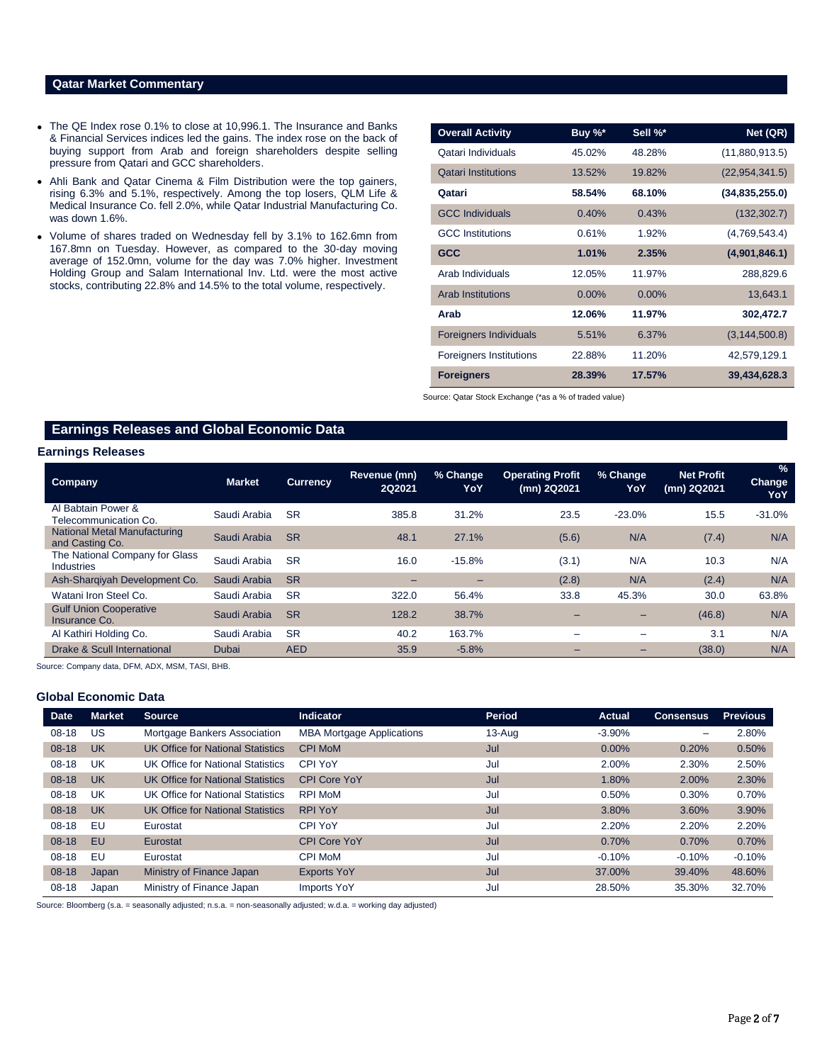## Qatar Market Commentary

- The QE Index rose 0.1% to close at 10,996.1. The Insurance and Banks & Financial Services indices led the gains. The index rose on the back of buying support from Arab and foreign shareholders despite selling pressure from Qatari and GCC shareholders.
- Ahli Bank and Qatar Cinema & Film Distribution were the top gainers, rising 6.3% and 5.1%, respectively. Among the top losers, QLM Life & Medical Insurance Co. fell 2.0%, while Qatar Industrial Manufacturing Co. was down 1.6%.
- Volume of shares traded on Wednesday fell by 3.1% to 162.6mn from 167.8mn on Tuesday. However, as compared to the 30-day moving average of 152.0mn, volume for the day was 7.0% higher. Investment Holding Group and Salam International Inv. Ltd. were the most active stocks, contributing 22.8% and 14.5% to the total volume, respectively.

| Overall Activity | Buy %* | Sell %* | Net (QR) |
|---|---|---|---|
| Qatari Individuals | 45.02% | 48.28% | (11,880,913.5) |
| Qatari Institutions | 13.52% | 19.82% | (22,954,341.5) |
| **Qatari** | **58.54%** | **68.10%** | **(34,835,255.0)** |
| GCC Individuals | 0.40% | 0.43% | (132,302.7) |
| GCC Institutions | 0.61% | 1.92% | (4,769,543.4) |
| **GCC** | **1.01%** | **2.35%** | **(4,901,846.1)** |
| Arab Individuals | 12.05% | 11.97% | 288,829.6 |
| Arab Institutions | 0.00% | 0.00% | 13,643.1 |
| **Arab** | **12.06%** | **11.97%** | **302,472.7** |
| Foreigners Individuals | 5.51% | 6.37% | (3,144,500.8) |
| Foreigners Institutions | 22.88% | 11.20% | 42,579,129.1 |
| **Foreigners** | **28.39%** | **17.57%** | **39,434,628.3** |

Source: Qatar Stock Exchange (*as a % of traded value)

## Earnings Releases and Global Economic Data

### Earnings Releases

| Company | Market | Currency | Revenue (mn) 2Q2021 | % Change YoY | Operating Profit (mn) 2Q2021 | % Change YoY | Net Profit (mn) 2Q2021 | % Change YoY |
|---|---|---|---|---|---|---|---|---|
| Al Babtain Power & Telecommunication Co. | Saudi Arabia | SR | 385.8 | 31.2% | 23.5 | -23.0% | 15.5 | -31.0% |
| National Metal Manufacturing and Casting Co. | Saudi Arabia | SR | 48.1 | 27.1% | (5.6) | N/A | (7.4) | N/A |
| The National Company for Glass Industries | Saudi Arabia | SR | 16.0 | -15.8% | (3.1) | N/A | 10.3 | N/A |
| Ash-Sharqiyah Development Co. | Saudi Arabia | SR | – | – | (2.8) | N/A | (2.4) | N/A |
| Watani Iron Steel Co. | Saudi Arabia | SR | 322.0 | 56.4% | 33.8 | 45.3% | 30.0 | 63.8% |
| Gulf Union Cooperative Insurance Co. | Saudi Arabia | SR | 128.2 | 38.7% | – | – | (46.8) | N/A |
| Al Kathiri Holding Co. | Saudi Arabia | SR | 40.2 | 163.7% | – | – | 3.1 | N/A |
| Drake & Scull International | Dubai | AED | 35.9 | -5.8% | – | – | (38.0) | N/A |

Source: Company data, DFM, ADX, MSM, TASI, BHB.

### Global Economic Data

| Date | Market | Source | Indicator | Period | Actual | Consensus | Previous |
|---|---|---|---|---|---|---|---|
| 08-18 | US | Mortgage Bankers Association | MBA Mortgage Applications | 13-Aug | -3.90% | – | 2.80% |
| 08-18 | UK | UK Office for National Statistics | CPI MoM | Jul | 0.00% | 0.20% | 0.50% |
| 08-18 | UK | UK Office for National Statistics | CPI YoY | Jul | 2.00% | 2.30% | 2.50% |
| 08-18 | UK | UK Office for National Statistics | CPI Core YoY | Jul | 1.80% | 2.00% | 2.30% |
| 08-18 | UK | UK Office for National Statistics | RPI MoM | Jul | 0.50% | 0.30% | 0.70% |
| 08-18 | UK | UK Office for National Statistics | RPI YoY | Jul | 3.80% | 3.60% | 3.90% |
| 08-18 | EU | Eurostat | CPI YoY | Jul | 2.20% | 2.20% | 2.20% |
| 08-18 | EU | Eurostat | CPI Core YoY | Jul | 0.70% | 0.70% | 0.70% |
| 08-18 | EU | Eurostat | CPI MoM | Jul | -0.10% | -0.10% | -0.10% |
| 08-18 | Japan | Ministry of Finance Japan | Exports YoY | Jul | 37.00% | 39.40% | 48.60% |
| 08-18 | Japan | Ministry of Finance Japan | Imports YoY | Jul | 28.50% | 35.30% | 32.70% |

Source: Bloomberg (s.a. = seasonally adjusted; n.s.a. = non-seasonally adjusted; w.d.a. = working day adjusted)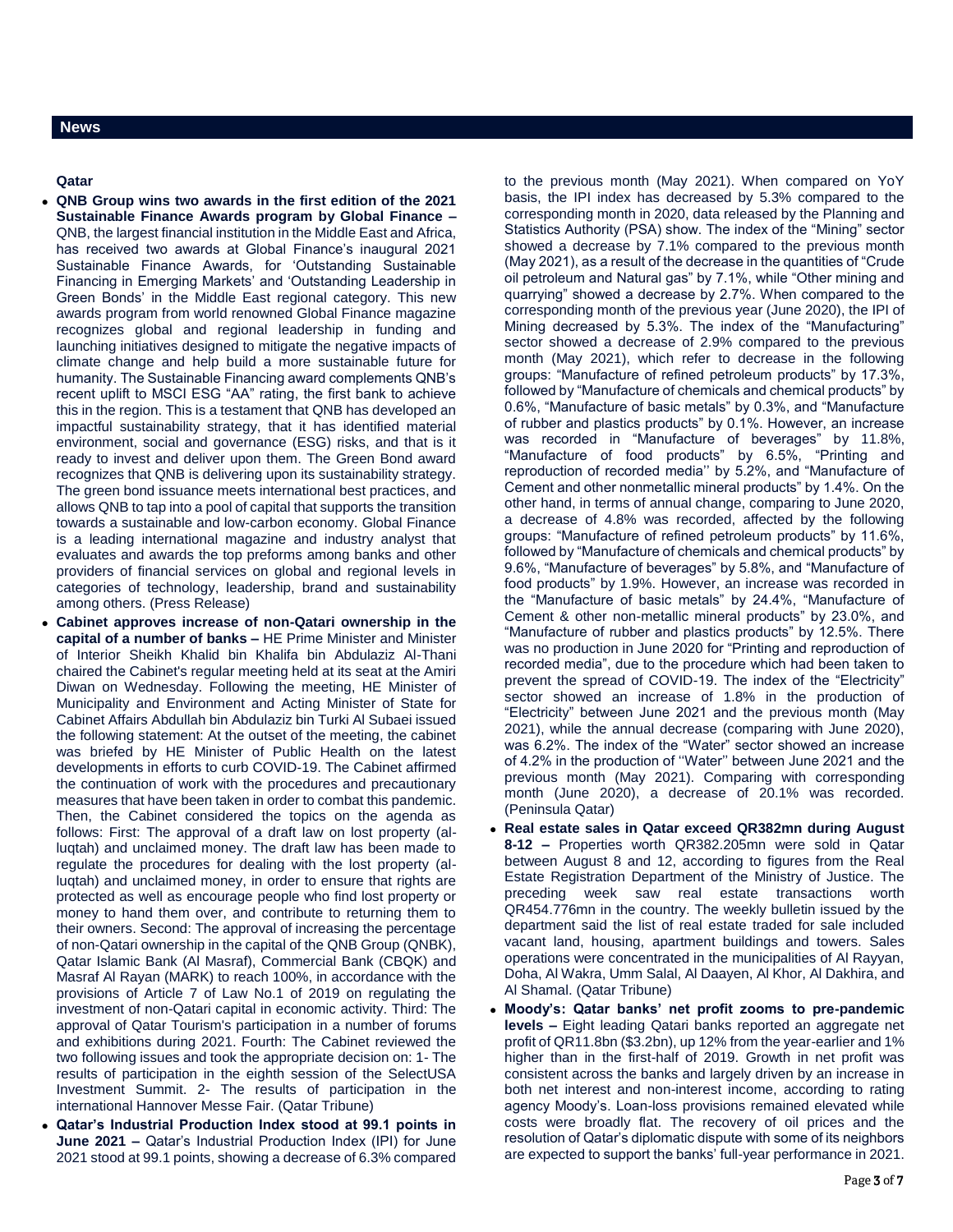## News

### Qatar

- **QNB Group wins two awards in the first edition of the 2021 Sustainable Finance Awards program by Global Finance –** QNB, the largest financial institution in the Middle East and Africa, has received two awards at Global Finance's inaugural 2021 Sustainable Finance Awards, for 'Outstanding Sustainable Financing in Emerging Markets' and 'Outstanding Leadership in Green Bonds' in the Middle East regional category. This new awards program from world renowned Global Finance magazine recognizes global and regional leadership in funding and launching initiatives designed to mitigate the negative impacts of climate change and help build a more sustainable future for humanity. The Sustainable Financing award complements QNB's recent uplift to MSCI ESG "AA" rating, the first bank to achieve this in the region. This is a testament that QNB has developed an impactful sustainability strategy, that it has identified material environment, social and governance (ESG) risks, and that is it ready to invest and deliver upon them. The Green Bond award recognizes that QNB is delivering upon its sustainability strategy. The green bond issuance meets international best practices, and allows QNB to tap into a pool of capital that supports the transition towards a sustainable and low-carbon economy. Global Finance is a leading international magazine and industry analyst that evaluates and awards the top preforms among banks and other providers of financial services on global and regional levels in categories of technology, leadership, brand and sustainability among others. (Press Release)
- **Cabinet approves increase of non-Qatari ownership in the capital of a number of banks –** HE Prime Minister and Minister of Interior Sheikh Khalid bin Khalifa bin Abdulaziz Al-Thani chaired the Cabinet's regular meeting held at its seat at the Amiri Diwan on Wednesday. Following the meeting, HE Minister of Municipality and Environment and Acting Minister of State for Cabinet Affairs Abdullah bin Abdulaziz bin Turki Al Subaei issued the following statement: At the outset of the meeting, the cabinet was briefed by HE Minister of Public Health on the latest developments in efforts to curb COVID-19. The Cabinet affirmed the continuation of work with the procedures and precautionary measures that have been taken in order to combat this pandemic. Then, the Cabinet considered the topics on the agenda as follows: First: The approval of a draft law on lost property (al-luqtah) and unclaimed money. The draft law has been made to regulate the procedures for dealing with the lost property (al-luqtah) and unclaimed money, in order to ensure that rights are protected as well as encourage people who find lost property or money to hand them over, and contribute to returning them to their owners. Second: The approval of increasing the percentage of non-Qatari ownership in the capital of the QNB Group (QNBK), Qatar Islamic Bank (Al Masraf), Commercial Bank (CBQK) and Masraf Al Rayan (MARK) to reach 100%, in accordance with the provisions of Article 7 of Law No.1 of 2019 on regulating the investment of non-Qatari capital in economic activity. Third: The approval of Qatar Tourism's participation in a number of forums and exhibitions during 2021. Fourth: The Cabinet reviewed the two following issues and took the appropriate decision on: 1- The results of participation in the eighth session of the SelectUSA Investment Summit. 2- The results of participation in the international Hannover Messe Fair. (Qatar Tribune)
- **Qatar's Industrial Production Index stood at 99.1 points in June 2021 –** Qatar's Industrial Production Index (IPI) for June 2021 stood at 99.1 points, showing a decrease of 6.3% compared to the previous month (May 2021). When compared on YoY basis, the IPI index has decreased by 5.3% compared to the corresponding month in 2020, data released by the Planning and Statistics Authority (PSA) show. The index of the "Mining" sector showed a decrease by 7.1% compared to the previous month (May 2021), as a result of the decrease in the quantities of "Crude oil petroleum and Natural gas" by 7.1%, while "Other mining and quarrying" showed a decrease by 2.7%. When compared to the corresponding month of the previous year (June 2020), the IPI of Mining decreased by 5.3%. The index of the "Manufacturing" sector showed a decrease of 2.9% compared to the previous month (May 2021), which refer to decrease in the following groups: "Manufacture of refined petroleum products" by 17.3%, followed by "Manufacture of chemicals and chemical products" by 0.6%, "Manufacture of basic metals" by 0.3%, and "Manufacture of rubber and plastics products" by 0.1%. However, an increase was recorded in "Manufacture of beverages" by 11.8%, "Manufacture of food products" by 6.5%, "Printing and reproduction of recorded media'' by 5.2%, and "Manufacture of Cement and other nonmetallic mineral products" by 1.4%. On the other hand, in terms of annual change, comparing to June 2020, a decrease of 4.8% was recorded, affected by the following groups: "Manufacture of refined petroleum products" by 11.6%, followed by "Manufacture of chemicals and chemical products" by 9.6%, "Manufacture of beverages" by 5.8%, and "Manufacture of food products" by 1.9%. However, an increase was recorded in the "Manufacture of basic metals" by 24.4%, "Manufacture of Cement & other non-metallic mineral products" by 23.0%, and "Manufacture of rubber and plastics products" by 12.5%. There was no production in June 2020 for "Printing and reproduction of recorded media", due to the procedure which had been taken to prevent the spread of COVID-19. The index of the "Electricity" sector showed an increase of 1.8% in the production of "Electricity" between June 2021 and the previous month (May 2021), while the annual decrease (comparing with June 2020), was 6.2%. The index of the "Water" sector showed an increase of 4.2% in the production of ''Water'' between June 2021 and the previous month (May 2021). Comparing with corresponding month (June 2020), a decrease of 20.1% was recorded. (Peninsula Qatar)
- **Real estate sales in Qatar exceed QR382mn during August 8-12 –** Properties worth QR382.205mn were sold in Qatar between August 8 and 12, according to figures from the Real Estate Registration Department of the Ministry of Justice. The preceding week saw real estate transactions worth QR454.776mn in the country. The weekly bulletin issued by the department said the list of real estate traded for sale included vacant land, housing, apartment buildings and towers. Sales operations were concentrated in the municipalities of Al Rayyan, Doha, Al Wakra, Umm Salal, Al Daayen, Al Khor, Al Dakhira, and Al Shamal. (Qatar Tribune)
- **Moody's: Qatar banks' net profit zooms to pre-pandemic levels –** Eight leading Qatari banks reported an aggregate net profit of QR11.8bn ($3.2bn), up 12% from the year-earlier and 1% higher than in the first-half of 2019. Growth in net profit was consistent across the banks and largely driven by an increase in both net interest and non-interest income, according to rating agency Moody's. Loan-loss provisions remained elevated while costs were broadly flat. The recovery of oil prices and the resolution of Qatar's diplomatic dispute with some of its neighbors are expected to support the banks' full-year performance in 2021.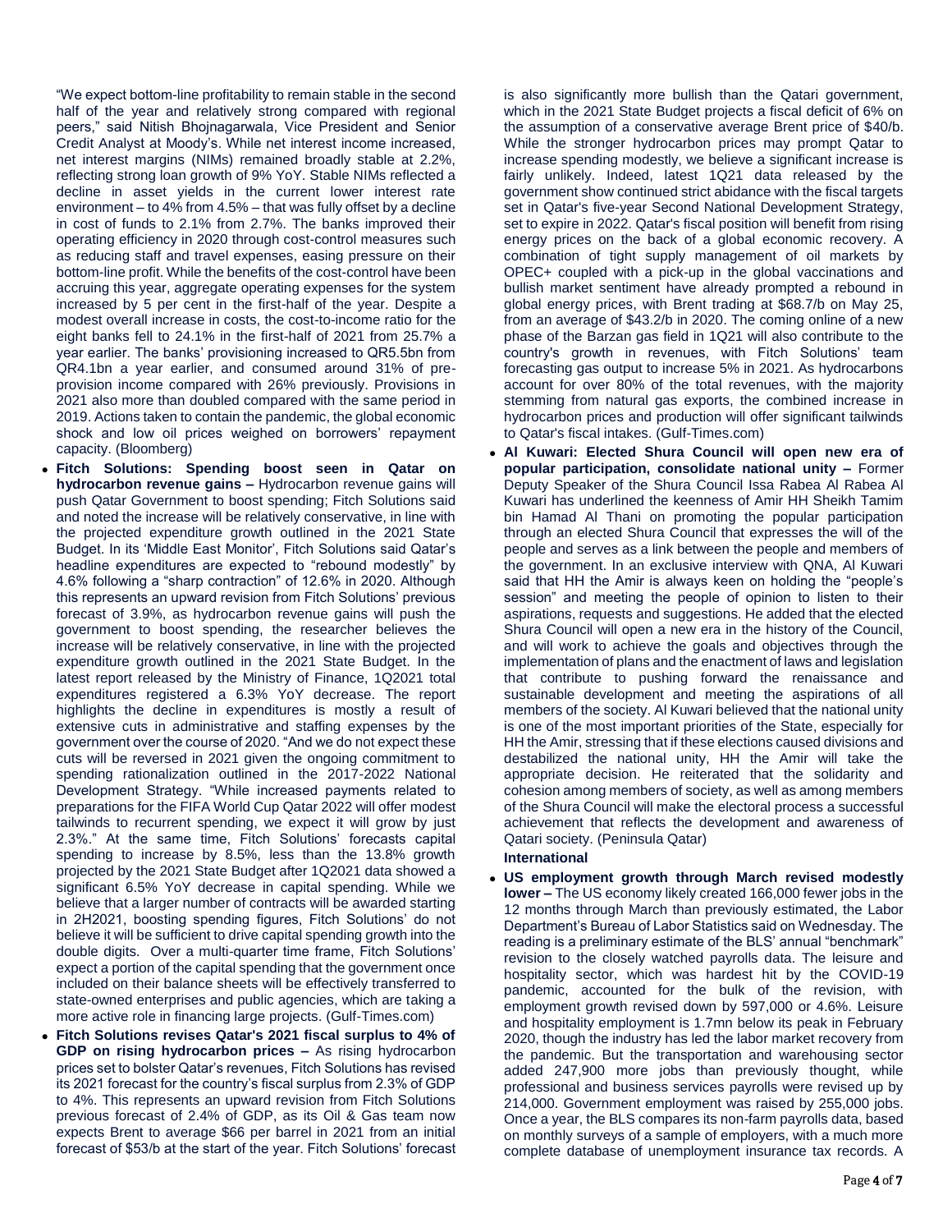"We expect bottom-line profitability to remain stable in the second half of the year and relatively strong compared with regional peers," said Nitish Bhojnagarwala, Vice President and Senior Credit Analyst at Moody's. While net interest income increased, net interest margins (NIMs) remained broadly stable at 2.2%, reflecting strong loan growth of 9% YoY. Stable NIMs reflected a decline in asset yields in the current lower interest rate environment – to 4% from 4.5% – that was fully offset by a decline in cost of funds to 2.1% from 2.7%. The banks improved their operating efficiency in 2020 through cost-control measures such as reducing staff and travel expenses, easing pressure on their bottom-line profit. While the benefits of the cost-control have been accruing this year, aggregate operating expenses for the system increased by 5 per cent in the first-half of the year. Despite a modest overall increase in costs, the cost-to-income ratio for the eight banks fell to 24.1% in the first-half of 2021 from 25.7% a year earlier. The banks' provisioning increased to QR5.5bn from QR4.1bn a year earlier, and consumed around 31% of pre-provision income compared with 26% previously. Provisions in 2021 also more than doubled compared with the same period in 2019. Actions taken to contain the pandemic, the global economic shock and low oil prices weighed on borrowers' repayment capacity. (Bloomberg)

- **Fitch Solutions: Spending boost seen in Qatar on hydrocarbon revenue gains –** Hydrocarbon revenue gains will push Qatar Government to boost spending; Fitch Solutions said and noted the increase will be relatively conservative, in line with the projected expenditure growth outlined in the 2021 State Budget. In its 'Middle East Monitor', Fitch Solutions said Qatar's headline expenditures are expected to "rebound modestly" by 4.6% following a "sharp contraction" of 12.6% in 2020. Although this represents an upward revision from Fitch Solutions' previous forecast of 3.9%, as hydrocarbon revenue gains will push the government to boost spending, the researcher believes the increase will be relatively conservative, in line with the projected expenditure growth outlined in the 2021 State Budget. In the latest report released by the Ministry of Finance, 1Q2021 total expenditures registered a 6.3% YoY decrease. The report highlights the decline in expenditures is mostly a result of extensive cuts in administrative and staffing expenses by the government over the course of 2020. "And we do not expect these cuts will be reversed in 2021 given the ongoing commitment to spending rationalization outlined in the 2017-2022 National Development Strategy. "While increased payments related to preparations for the FIFA World Cup Qatar 2022 will offer modest tailwinds to recurrent spending, we expect it will grow by just 2.3%." At the same time, Fitch Solutions' forecasts capital spending to increase by 8.5%, less than the 13.8% growth projected by the 2021 State Budget after 1Q2021 data showed a significant 6.5% YoY decrease in capital spending. While we believe that a larger number of contracts will be awarded starting in 2H2021, boosting spending figures, Fitch Solutions' do not believe it will be sufficient to drive capital spending growth into the double digits. Over a multi-quarter time frame, Fitch Solutions' expect a portion of the capital spending that the government once included on their balance sheets will be effectively transferred to state-owned enterprises and public agencies, which are taking a more active role in financing large projects. (Gulf-Times.com)
- **Fitch Solutions revises Qatar's 2021 fiscal surplus to 4% of GDP on rising hydrocarbon prices –** As rising hydrocarbon prices set to bolster Qatar's revenues, Fitch Solutions has revised its 2021 forecast for the country's fiscal surplus from 2.3% of GDP to 4%. This represents an upward revision from Fitch Solutions previous forecast of 2.4% of GDP, as its Oil & Gas team now expects Brent to average $66 per barrel in 2021 from an initial forecast of $53/b at the start of the year. Fitch Solutions' forecast is also significantly more bullish than the Qatari government, which in the 2021 State Budget projects a fiscal deficit of 6% on the assumption of a conservative average Brent price of $40/b. While the stronger hydrocarbon prices may prompt Qatar to increase spending modestly, we believe a significant increase is fairly unlikely. Indeed, latest 1Q21 data released by the government show continued strict abidance with the fiscal targets set in Qatar's five-year Second National Development Strategy, set to expire in 2022. Qatar's fiscal position will benefit from rising energy prices on the back of a global economic recovery. A combination of tight supply management of oil markets by OPEC+ coupled with a pick-up in the global vaccinations and bullish market sentiment have already prompted a rebound in global energy prices, with Brent trading at $68.7/b on May 25, from an average of $43.2/b in 2020. The coming online of a new phase of the Barzan gas field in 1Q21 will also contribute to the country's growth in revenues, with Fitch Solutions' team forecasting gas output to increase 5% in 2021. As hydrocarbons account for over 80% of the total revenues, with the majority stemming from natural gas exports, the combined increase in hydrocarbon prices and production will offer significant tailwinds to Qatar's fiscal intakes. (Gulf-Times.com)
- **Al Kuwari: Elected Shura Council will open new era of popular participation, consolidate national unity –** Former Deputy Speaker of the Shura Council Issa Rabea Al Rabea Al Kuwari has underlined the keenness of Amir HH Sheikh Tamim bin Hamad Al Thani on promoting the popular participation through an elected Shura Council that expresses the will of the people and serves as a link between the people and members of the government. In an exclusive interview with QNA, Al Kuwari said that HH the Amir is always keen on holding the "people's session" and meeting the people of opinion to listen to their aspirations, requests and suggestions. He added that the elected Shura Council will open a new era in the history of the Council, and will work to achieve the goals and objectives through the implementation of plans and the enactment of laws and legislation that contribute to pushing forward the renaissance and sustainable development and meeting the aspirations of all members of the society. Al Kuwari believed that the national unity is one of the most important priorities of the State, especially for HH the Amir, stressing that if these elections caused divisions and destabilized the national unity, HH the Amir will take the appropriate decision. He reiterated that the solidarity and cohesion among members of society, as well as among members of the Shura Council will make the electoral process a successful achievement that reflects the development and awareness of Qatari society. (Peninsula Qatar)

**International**

- **US employment growth through March revised modestly lower –** The US economy likely created 166,000 fewer jobs in the 12 months through March than previously estimated, the Labor Department's Bureau of Labor Statistics said on Wednesday. The reading is a preliminary estimate of the BLS' annual "benchmark" revision to the closely watched payrolls data. The leisure and hospitality sector, which was hardest hit by the COVID-19 pandemic, accounted for the bulk of the revision, with employment growth revised down by 597,000 or 4.6%. Leisure and hospitality employment is 1.7mn below its peak in February 2020, though the industry has led the labor market recovery from the pandemic. But the transportation and warehousing sector added 247,900 more jobs than previously thought, while professional and business services payrolls were revised up by 214,000. Government employment was raised by 255,000 jobs. Once a year, the BLS compares its non-farm payrolls data, based on monthly surveys of a sample of employers, with a much more complete database of unemployment insurance tax records. A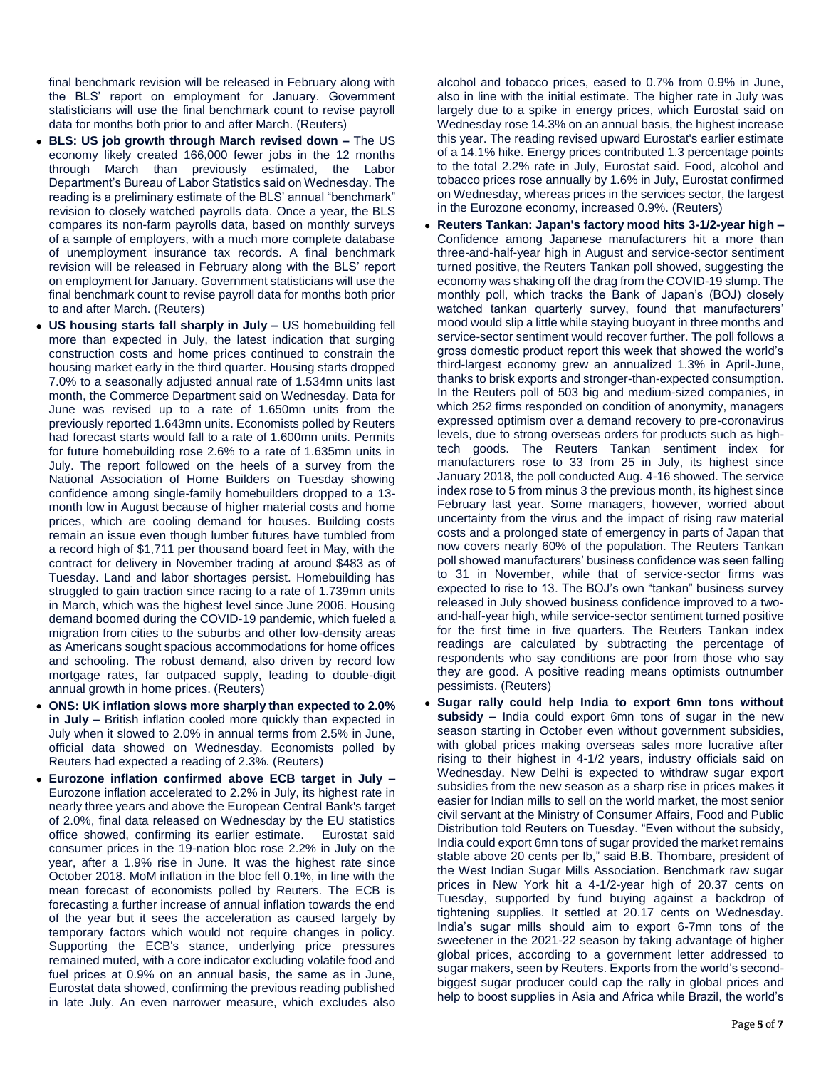final benchmark revision will be released in February along with the BLS' report on employment for January. Government statisticians will use the final benchmark count to revise payroll data for months both prior to and after March. (Reuters)

- **BLS: US job growth through March revised down –** The US economy likely created 166,000 fewer jobs in the 12 months through March than previously estimated, the Labor Department's Bureau of Labor Statistics said on Wednesday. The reading is a preliminary estimate of the BLS' annual "benchmark" revision to closely watched payrolls data. Once a year, the BLS compares its non-farm payrolls data, based on monthly surveys of a sample of employers, with a much more complete database of unemployment insurance tax records. A final benchmark revision will be released in February along with the BLS' report on employment for January. Government statisticians will use the final benchmark count to revise payroll data for months both prior to and after March. (Reuters)
- **US housing starts fall sharply in July –** US homebuilding fell more than expected in July, the latest indication that surging construction costs and home prices continued to constrain the housing market early in the third quarter. Housing starts dropped 7.0% to a seasonally adjusted annual rate of 1.534mn units last month, the Commerce Department said on Wednesday. Data for June was revised up to a rate of 1.650mn units from the previously reported 1.643mn units. Economists polled by Reuters had forecast starts would fall to a rate of 1.600mn units. Permits for future homebuilding rose 2.6% to a rate of 1.635mn units in July. The report followed on the heels of a survey from the National Association of Home Builders on Tuesday showing confidence among single-family homebuilders dropped to a 13-month low in August because of higher material costs and home prices, which are cooling demand for houses. Building costs remain an issue even though lumber futures have tumbled from a record high of $1,711 per thousand board feet in May, with the contract for delivery in November trading at around $483 as of Tuesday. Land and labor shortages persist. Homebuilding has struggled to gain traction since racing to a rate of 1.739mn units in March, which was the highest level since June 2006. Housing demand boomed during the COVID-19 pandemic, which fueled a migration from cities to the suburbs and other low-density areas as Americans sought spacious accommodations for home offices and schooling. The robust demand, also driven by record low mortgage rates, far outpaced supply, leading to double-digit annual growth in home prices. (Reuters)
- **ONS: UK inflation slows more sharply than expected to 2.0% in July –** British inflation cooled more quickly than expected in July when it slowed to 2.0% in annual terms from 2.5% in June, official data showed on Wednesday. Economists polled by Reuters had expected a reading of 2.3%. (Reuters)
- **Eurozone inflation confirmed above ECB target in July –** Eurozone inflation accelerated to 2.2% in July, its highest rate in nearly three years and above the European Central Bank's target of 2.0%, final data released on Wednesday by the EU statistics office showed, confirming its earlier estimate. Eurostat said consumer prices in the 19-nation bloc rose 2.2% in July on the year, after a 1.9% rise in June. It was the highest rate since October 2018. MoM inflation in the bloc fell 0.1%, in line with the mean forecast of economists polled by Reuters. The ECB is forecasting a further increase of annual inflation towards the end of the year but it sees the acceleration as caused largely by temporary factors which would not require changes in policy. Supporting the ECB's stance, underlying price pressures remained muted, with a core indicator excluding volatile food and fuel prices at 0.9% on an annual basis, the same as in June, Eurostat data showed, confirming the previous reading published in late July. An even narrower measure, which excludes also alcohol and tobacco prices, eased to 0.7% from 0.9% in June, also in line with the initial estimate. The higher rate in July was largely due to a spike in energy prices, which Eurostat said on Wednesday rose 14.3% on an annual basis, the highest increase this year. The reading revised upward Eurostat's earlier estimate of a 14.1% hike. Energy prices contributed 1.3 percentage points to the total 2.2% rate in July, Eurostat said. Food, alcohol and tobacco prices rose annually by 1.6% in July, Eurostat confirmed on Wednesday, whereas prices in the services sector, the largest in the Eurozone economy, increased 0.9%. (Reuters)
- **Reuters Tankan: Japan's factory mood hits 3-1/2-year high –** Confidence among Japanese manufacturers hit a more than three-and-half-year high in August and service-sector sentiment turned positive, the Reuters Tankan poll showed, suggesting the economy was shaking off the drag from the COVID-19 slump. The monthly poll, which tracks the Bank of Japan's (BOJ) closely watched tankan quarterly survey, found that manufacturers' mood would slip a little while staying buoyant in three months and service-sector sentiment would recover further. The poll follows a gross domestic product report this week that showed the world's third-largest economy grew an annualized 1.3% in April-June, thanks to brisk exports and stronger-than-expected consumption. In the Reuters poll of 503 big and medium-sized companies, in which 252 firms responded on condition of anonymity, managers expressed optimism over a demand recovery to pre-coronavirus levels, due to strong overseas orders for products such as high-tech goods. The Reuters Tankan sentiment index for manufacturers rose to 33 from 25 in July, its highest since January 2018, the poll conducted Aug. 4-16 showed. The service index rose to 5 from minus 3 the previous month, its highest since February last year. Some managers, however, worried about uncertainty from the virus and the impact of rising raw material costs and a prolonged state of emergency in parts of Japan that now covers nearly 60% of the population. The Reuters Tankan poll showed manufacturers' business confidence was seen falling to 31 in November, while that of service-sector firms was expected to rise to 13. The BOJ's own "tankan" business survey released in July showed business confidence improved to a two-and-half-year high, while service-sector sentiment turned positive for the first time in five quarters. The Reuters Tankan index readings are calculated by subtracting the percentage of respondents who say conditions are poor from those who say they are good. A positive reading means optimists outnumber pessimists. (Reuters)
- **Sugar rally could help India to export 6mn tons without subsidy –** India could export 6mn tons of sugar in the new season starting in October even without government subsidies, with global prices making overseas sales more lucrative after rising to their highest in 4-1/2 years, industry officials said on Wednesday. New Delhi is expected to withdraw sugar export subsidies from the new season as a sharp rise in prices makes it easier for Indian mills to sell on the world market, the most senior civil servant at the Ministry of Consumer Affairs, Food and Public Distribution told Reuters on Tuesday. "Even without the subsidy, India could export 6mn tons of sugar provided the market remains stable above 20 cents per lb," said B.B. Thombare, president of the West Indian Sugar Mills Association. Benchmark raw sugar prices in New York hit a 4-1/2-year high of 20.37 cents on Tuesday, supported by fund buying against a backdrop of tightening supplies. It settled at 20.17 cents on Wednesday. India's sugar mills should aim to export 6-7mn tons of the sweetener in the 2021-22 season by taking advantage of higher global prices, according to a government letter addressed to sugar makers, seen by Reuters. Exports from the world's second-biggest sugar producer could cap the rally in global prices and help to boost supplies in Asia and Africa while Brazil, the world's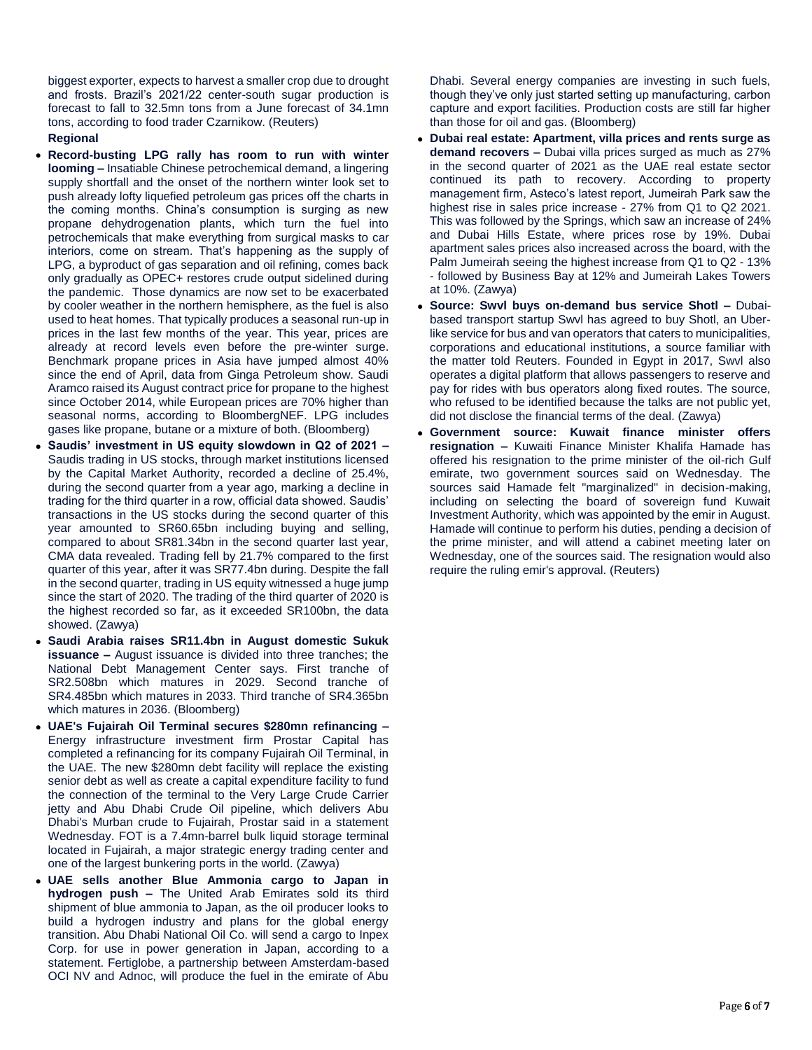biggest exporter, expects to harvest a smaller crop due to drought and frosts. Brazil's 2021/22 center-south sugar production is forecast to fall to 32.5mn tons from a June forecast of 34.1mn tons, according to food trader Czarnikow. (Reuters)

**Regional**

- **Record-busting LPG rally has room to run with winter looming –** Insatiable Chinese petrochemical demand, a lingering supply shortfall and the onset of the northern winter look set to push already lofty liquefied petroleum gas prices off the charts in the coming months. China's consumption is surging as new propane dehydrogenation plants, which turn the fuel into petrochemicals that make everything from surgical masks to car interiors, come on stream. That's happening as the supply of LPG, a byproduct of gas separation and oil refining, comes back only gradually as OPEC+ restores crude output sidelined during the pandemic. Those dynamics are now set to be exacerbated by cooler weather in the northern hemisphere, as the fuel is also used to heat homes. That typically produces a seasonal run-up in prices in the last few months of the year. This year, prices are already at record levels even before the pre-winter surge. Benchmark propane prices in Asia have jumped almost 40% since the end of April, data from Ginga Petroleum show. Saudi Aramco raised its August contract price for propane to the highest since October 2014, while European prices are 70% higher than seasonal norms, according to BloombergNEF. LPG includes gases like propane, butane or a mixture of both. (Bloomberg)
- **Saudis' investment in US equity slowdown in Q2 of 2021 –** Saudis trading in US stocks, through market institutions licensed by the Capital Market Authority, recorded a decline of 25.4%, during the second quarter from a year ago, marking a decline in trading for the third quarter in a row, official data showed. Saudis' transactions in the US stocks during the second quarter of this year amounted to SR60.65bn including buying and selling, compared to about SR81.34bn in the second quarter last year, CMA data revealed. Trading fell by 21.7% compared to the first quarter of this year, after it was SR77.4bn during. Despite the fall in the second quarter, trading in US equity witnessed a huge jump since the start of 2020. The trading of the third quarter of 2020 is the highest recorded so far, as it exceeded SR100bn, the data showed. (Zawya)
- **Saudi Arabia raises SR11.4bn in August domestic Sukuk issuance –** August issuance is divided into three tranches; the National Debt Management Center says. First tranche of SR2.508bn which matures in 2029. Second tranche of SR4.485bn which matures in 2033. Third tranche of SR4.365bn which matures in 2036. (Bloomberg)
- **UAE's Fujairah Oil Terminal secures $280mn refinancing –** Energy infrastructure investment firm Prostar Capital has completed a refinancing for its company Fujairah Oil Terminal, in the UAE. The new $280mn debt facility will replace the existing senior debt as well as create a capital expenditure facility to fund the connection of the terminal to the Very Large Crude Carrier jetty and Abu Dhabi Crude Oil pipeline, which delivers Abu Dhabi's Murban crude to Fujairah, Prostar said in a statement Wednesday. FOT is a 7.4mn-barrel bulk liquid storage terminal located in Fujairah, a major strategic energy trading center and one of the largest bunkering ports in the world. (Zawya)
- **UAE sells another Blue Ammonia cargo to Japan in hydrogen push –** The United Arab Emirates sold its third shipment of blue ammonia to Japan, as the oil producer looks to build a hydrogen industry and plans for the global energy transition. Abu Dhabi National Oil Co. will send a cargo to Inpex Corp. for use in power generation in Japan, according to a statement. Fertiglobe, a partnership between Amsterdam-based OCI NV and Adnoc, will produce the fuel in the emirate of Abu Dhabi. Several energy companies are investing in such fuels, though they've only just started setting up manufacturing, carbon capture and export facilities. Production costs are still far higher than those for oil and gas. (Bloomberg)
- **Dubai real estate: Apartment, villa prices and rents surge as demand recovers –** Dubai villa prices surged as much as 27% in the second quarter of 2021 as the UAE real estate sector continued its path to recovery. According to property management firm, Asteco's latest report, Jumeirah Park saw the highest rise in sales price increase - 27% from Q1 to Q2 2021. This was followed by the Springs, which saw an increase of 24% and Dubai Hills Estate, where prices rose by 19%. Dubai apartment sales prices also increased across the board, with the Palm Jumeirah seeing the highest increase from Q1 to Q2 - 13% - followed by Business Bay at 12% and Jumeirah Lakes Towers at 10%. (Zawya)
- **Source: Swvl buys on-demand bus service Shotl –** Dubai-based transport startup Swvl has agreed to buy Shotl, an Uber-like service for bus and van operators that caters to municipalities, corporations and educational institutions, a source familiar with the matter told Reuters. Founded in Egypt in 2017, Swvl also operates a digital platform that allows passengers to reserve and pay for rides with bus operators along fixed routes. The source, who refused to be identified because the talks are not public yet, did not disclose the financial terms of the deal. (Zawya)
- **Government source: Kuwait finance minister offers resignation –** Kuwaiti Finance Minister Khalifa Hamade has offered his resignation to the prime minister of the oil-rich Gulf emirate, two government sources said on Wednesday. The sources said Hamade felt "marginalized" in decision-making, including on selecting the board of sovereign fund Kuwait Investment Authority, which was appointed by the emir in August. Hamade will continue to perform his duties, pending a decision of the prime minister, and will attend a cabinet meeting later on Wednesday, one of the sources said. The resignation would also require the ruling emir's approval. (Reuters)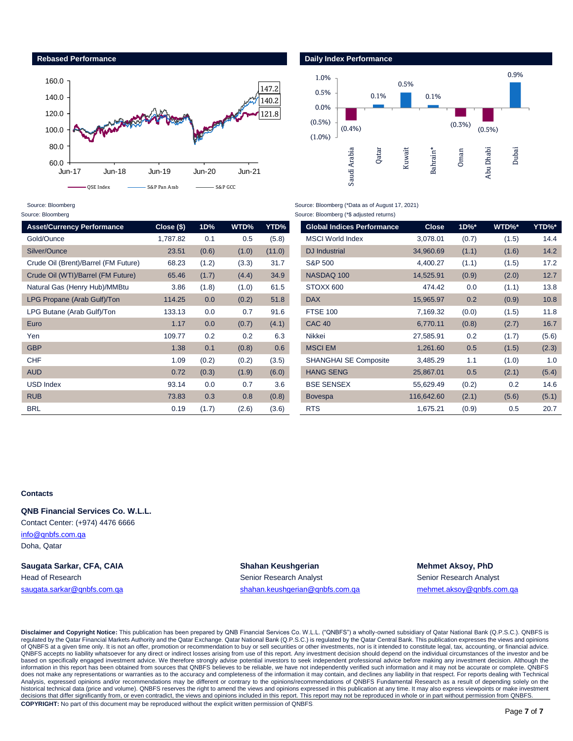## Rebased Performance

160.0
140.0
120.0
100.0
80.0
60.0

Jun-17
Jun-18
Jun-19
Jun-20
Jun-21

147.2
140.2
121.8

QSE Index
S&P Pan Arab
S&P GCC

Source: Bloomberg

## Daily Index Performance

1.0%
0.5%
0.0%
(0.5%)
(1.0%)

(0.4%)
0.1%
0.5%
0.1%
(0.3%)
(0.5%)
0.9%

Saudi Arabia
Qatar
Kuwait
Bahrain*
Oman
Abu Dhabi
Dubai

Source: Bloomberg (*Data as of August 17, 2021)

Source: Bloomberg

| Asset/Currency Performance | Close ($) | 1D% | WTD% | YTD% |
|---|---|---|---|---|
| Gold/Ounce | 1,787.82 | 0.1 | 0.5 | (5.8) |
| Silver/Ounce | 23.51 | (0.6) | (1.0) | (11.0) |
| Crude Oil (Brent)/Barrel (FM Future) | 68.23 | (1.2) | (3.3) | 31.7 |
| Crude Oil (WTI)/Barrel (FM Future) | 65.46 | (1.7) | (4.4) | 34.9 |
| Natural Gas (Henry Hub)/MMBtu | 3.86 | (1.8) | (1.0) | 61.5 |
| LPG Propane (Arab Gulf)/Ton | 114.25 | 0.0 | (0.2) | 51.8 |
| LPG Butane (Arab Gulf)/Ton | 133.13 | 0.0 | 0.7 | 91.6 |
| Euro | 1.17 | 0.0 | (0.7) | (4.1) |
| Yen | 109.77 | 0.2 | 0.2 | 6.3 |
| GBP | 1.38 | 0.1 | (0.8) | 0.6 |
| CHF | 1.09 | (0.2) | (0.2) | (3.5) |
| AUD | 0.72 | (0.3) | (1.9) | (6.0) |
| USD Index | 93.14 | 0.0 | 0.7 | 3.6 |
| RUB | 73.83 | 0.3 | 0.8 | (0.8) |
| BRL | 0.19 | (1.7) | (2.6) | (3.6) |

Source: Bloomberg (*$ adjusted returns)

| Global Indices Performance | Close | 1D%* | WTD%* | YTD%* |
|---|---|---|---|---|
| MSCI World Index | 3,078.01 | (0.7) | (1.5) | 14.4 |
| DJ Industrial | 34,960.69 | (1.1) | (1.6) | 14.2 |
| S&P 500 | 4,400.27 | (1.1) | (1.5) | 17.2 |
| NASDAQ 100 | 14,525.91 | (0.9) | (2.0) | 12.7 |
| STOXX 600 | 474.42 | 0.0 | (1.1) | 13.8 |
| DAX | 15,965.97 | 0.2 | (0.9) | 10.8 |
| FTSE 100 | 7,169.32 | (0.0) | (1.5) | 11.8 |
| CAC 40 | 6,770.11 | (0.8) | (2.7) | 16.7 |
| Nikkei | 27,585.91 | 0.2 | (1.7) | (5.6) |
| MSCI EM | 1,261.60 | 0.5 | (1.5) | (2.3) |
| SHANGHAI SE Composite | 3,485.29 | 1.1 | (1.0) | 1.0 |
| HANG SENG | 25,867.01 | 0.5 | (2.1) | (5.4) |
| BSE SENSEX | 55,629.49 | (0.2) | 0.2 | 14.6 |
| Bovespa | 116,642.60 | (2.1) | (5.6) | (5.1) |
| RTS | 1,675.21 | (0.9) | 0.5 | 20.7 |

### Contacts

**QNB Financial Services Co. W.L.L.**
Contact Center: (+974) 4476 6666
info@qnbfs.com.qa
Doha, Qatar

**Saugata Sarkar, CFA, CAIA**
Head of Research
saugata.sarkar@qnbfs.com.qa

**Shahan Keushgerian**
Senior Research Analyst
shahan.keushgerian@qnbfs.com.qa

**Mehmet Aksoy, PhD**
Senior Research Analyst
mehmet.aksoy@qnbfs.com.qa

**Disclaimer and Copyright Notice:** This publication has been prepared by QNB Financial Services Co. W.L.L. ("QNBFS") a wholly-owned subsidiary of Qatar National Bank (Q.P.S.C.). QNBFS is regulated by the Qatar Financial Markets Authority and the Qatar Exchange. Qatar National Bank (Q.P.S.C.) is regulated by the Qatar Central Bank. This publication expresses the views and opinions of QNBFS at a given time only. It is not an offer, promotion or recommendation to buy or sell securities or other investments, nor is it intended to constitute legal, tax, accounting, or financial advice. QNBFS accepts no liability whatsoever for any direct or indirect losses arising from use of this report. Any investment decision should depend on the individual circumstances of the investor and be based on specifically engaged investment advice. We therefore strongly advise potential investors to seek independent professional advice before making any investment decision. Although the information in this report has been obtained from sources that QNBFS believes to be reliable, we have not independently verified such information and it may not be accurate or complete. QNBFS does not make any representations or warranties as to the accuracy and completeness of the information it may contain, and declines any liability in that respect. For reports dealing with Technical Analysis, expressed opinions and/or recommendations may be different or contrary to the opinions/recommendations of QNBFS Fundamental Research as a result of depending solely on the historical technical data (price and volume). QNBFS reserves the right to amend the views and opinions expressed in this publication at any time. It may also express viewpoints or make investment decisions that differ significantly from, or even contradict, the views and opinions included in this report. This report may not be reproduced in whole or in part without permission from QNBFS.

**COPYRIGHT:** No part of this document may be reproduced without the explicit written permission of QNBFS.